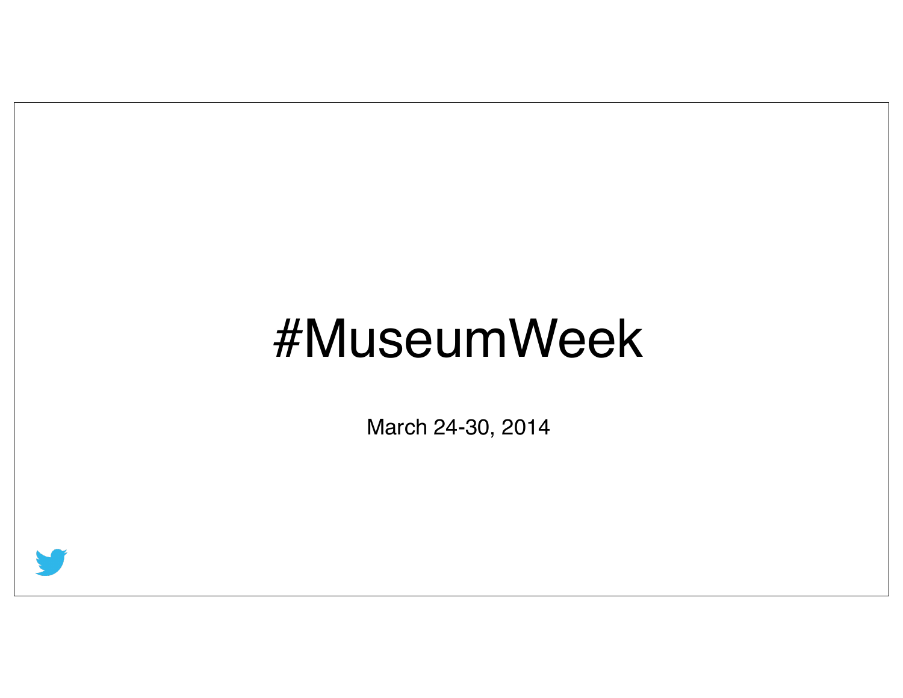# #MuseumWeek

March 24-30, 2014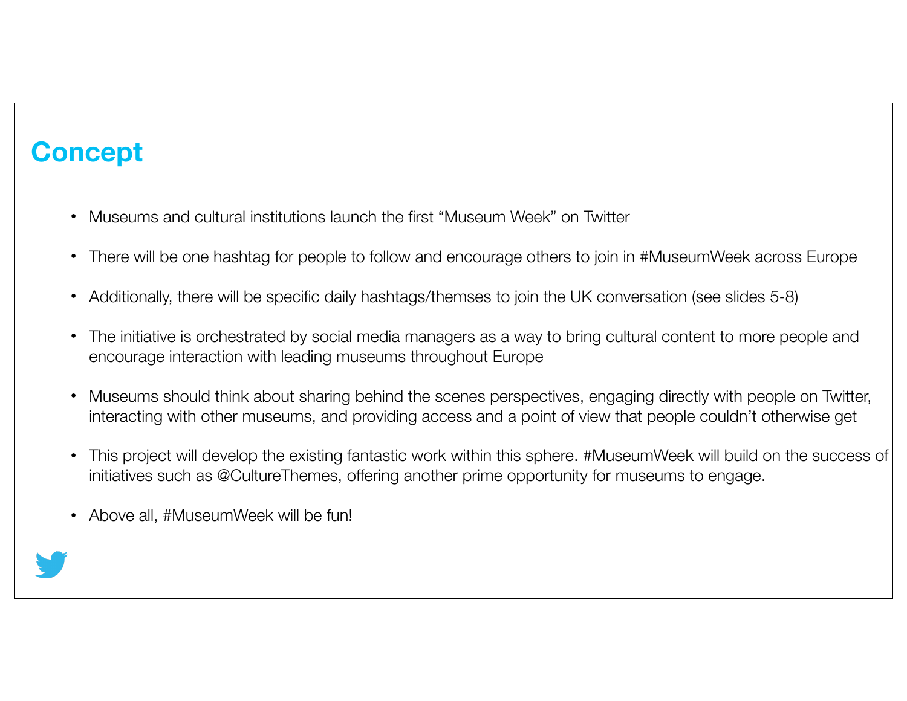# Concept

- Museums and cultural institutions launch the first "Museum Week" on Twitter
- There will be one hashtag for people to follow and encourage others to join in #MuseumWeek across Europe
- Additionally, there will be specific daily hashtags/themses to join the UK conversation (see slides 5-8)
- The initiative is orchestrated by social media managers as a way to bring cultural content to more people and encourage interaction with leading museums throughout Europe
- Museums should think about sharing behind the scenes perspectives, engaging directly with people on Twitter, interacting with other museums, and providing access and a point of view that people couldn't otherwise get
- This project will develop the existing fantastic work within this sphere. #MuseumWeek will build on the success of initiatives such as @CultureThemes, offering another prime opportunity for museums to engage.
- Above all, #MuseumWeek will be fun!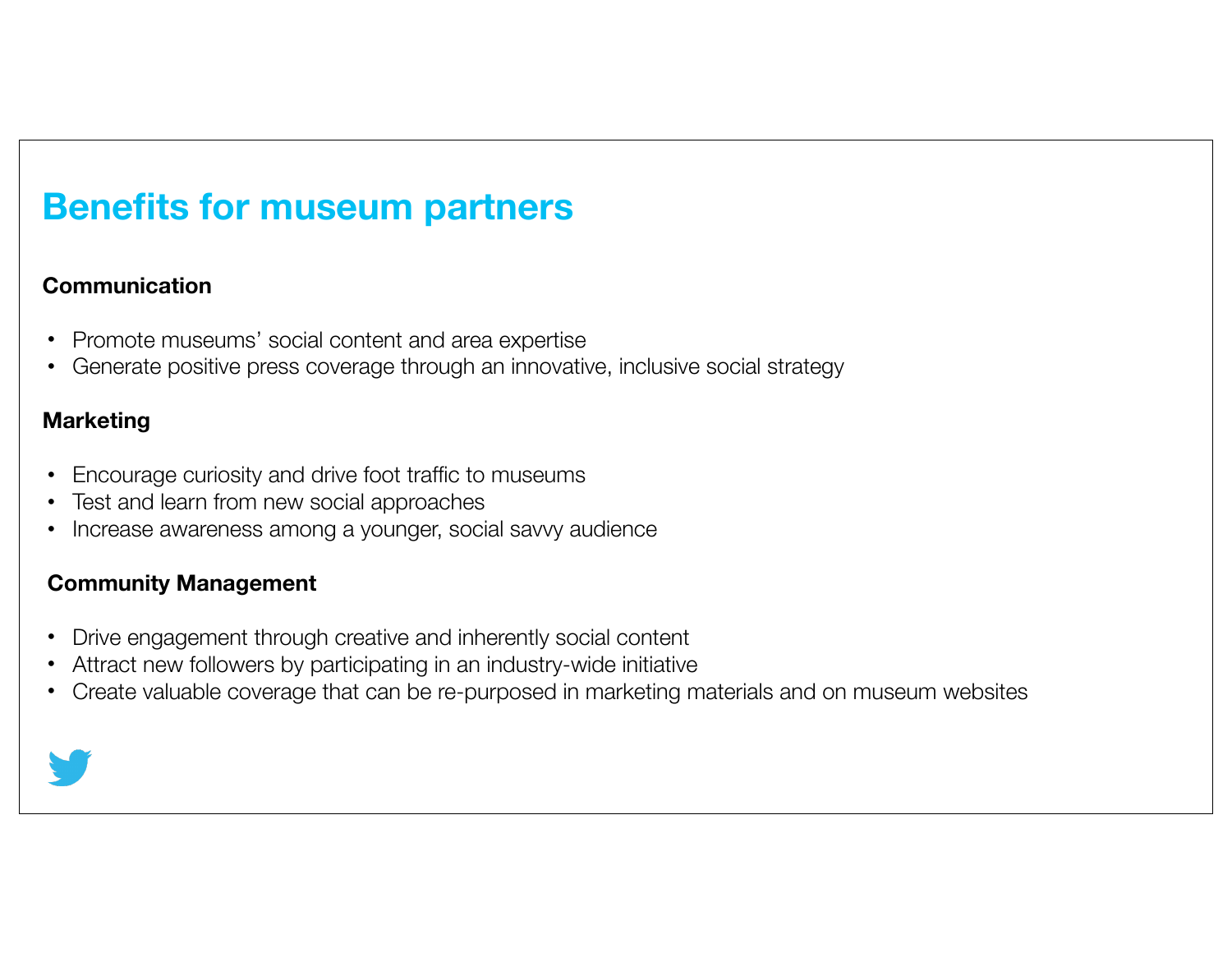# Benefits for museum partners

**Communication**

- Promote museums' social content and area expertise
- Generate positive press coverage through an innovative, inclusive social strategy

**Marketing**

- Encourage curiosity and drive foot traffic to museums
- Test and learn from new social approaches
- Increase awareness among a younger, social savvy audience

**Community Management**

- Drive engagement through creative and inherently social content
- Attract new followers by participating in an industry-wide initiative
- Create valuable coverage that can be re-purposed in marketing materials and on museum websites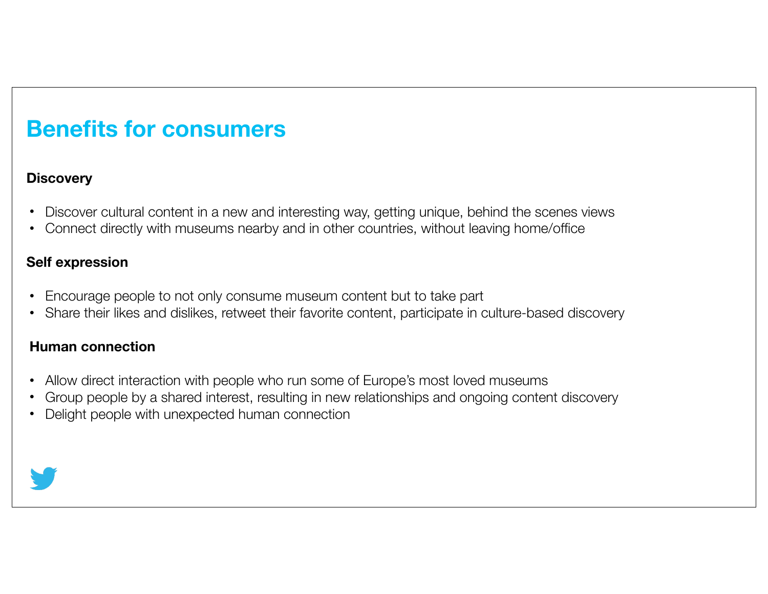# Benefits for consumers

**Discovery**

- Discover cultural content in a new and interesting way, getting unique, behind the scenes views
- Connect directly with museums nearby and in other countries, without leaving home/office

**Self expression**

- Encourage people to not only consume museum content but to take part
- Share their likes and dislikes, retweet their favorite content, participate in culture-based discovery

**Human connection**

- Allow direct interaction with people who run some of Europe's most loved museums
- Group people by a shared interest, resulting in new relationships and ongoing content discovery
- Delight people with unexpected human connection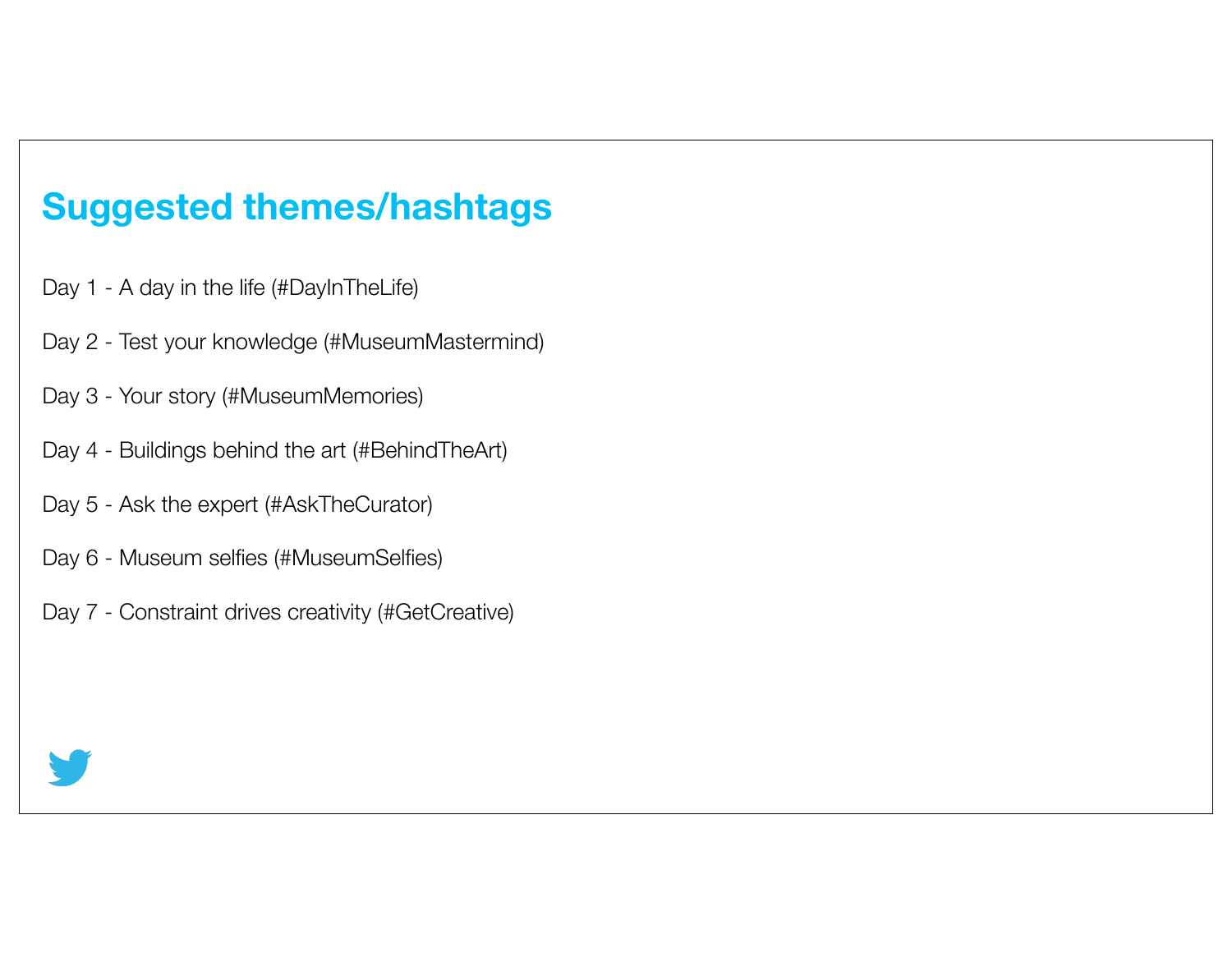# Suggested themes/hashtags

Day 1 - A day in the life (#DayInTheLife)

Day 2 - Test your knowledge (#MuseumMastermind)

Day 3 - Your story (#MuseumMemories)

Day 4 - Buildings behind the art (#BehindTheArt)

Day 5 - Ask the expert (#AskTheCurator)

Day 6 - Museum selfies (#MuseumSelfies)

Day 7 - Constraint drives creativity (#GetCreative)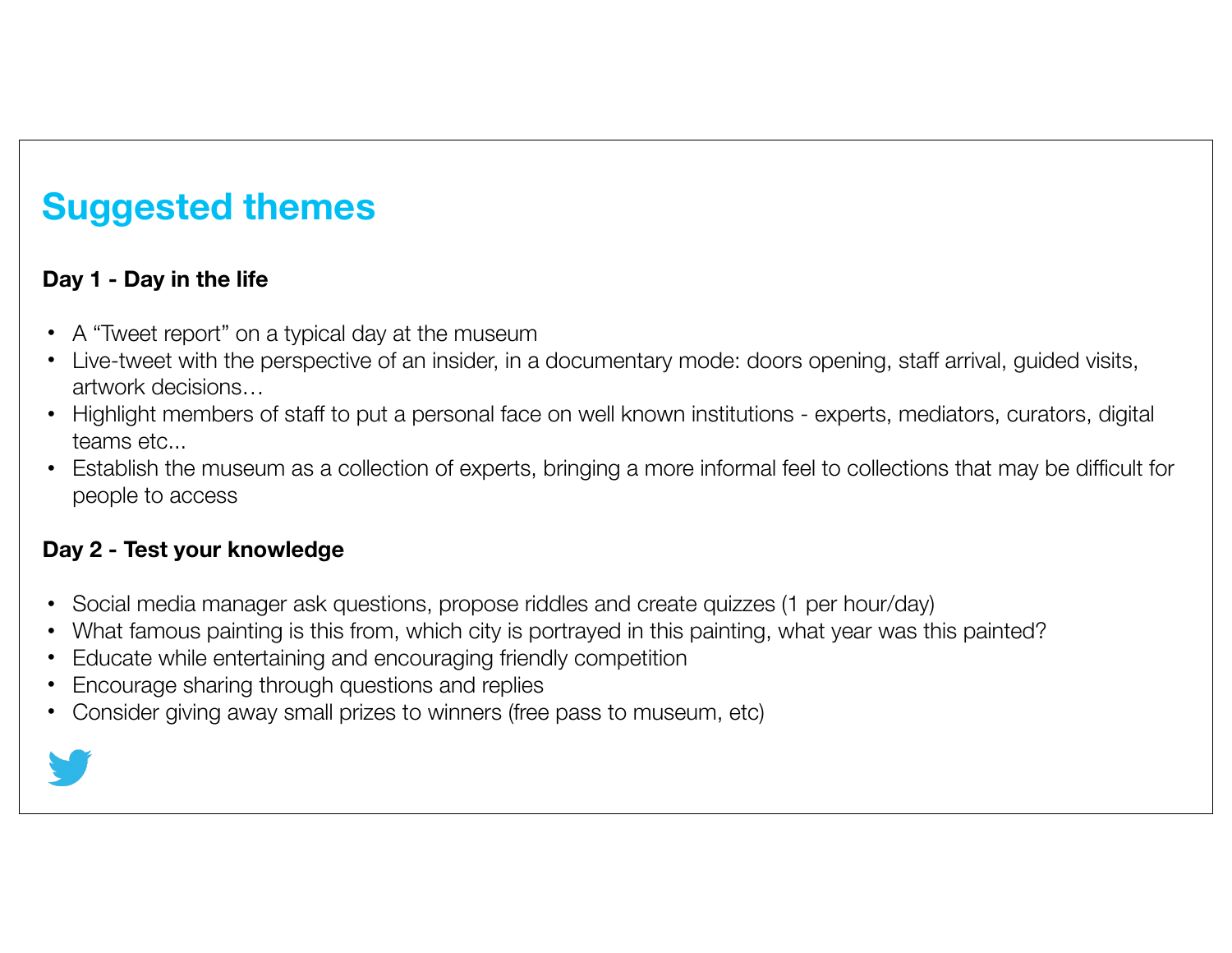## Suggested themes

**Day 1 - Day in the life**

- A "Tweet report" on a typical day at the museum
- Live-tweet with the perspective of an insider, in a documentary mode: doors opening, staff arrival, guided visits, artwork decisions…
- Highlight members of staff to put a personal face on well known institutions - experts, mediators, curators, digital teams etc...
- Establish the museum as a collection of experts, bringing a more informal feel to collections that may be difficult for people to access

**Day 2 - Test your knowledge**

- Social media manager ask questions, propose riddles and create quizzes (1 per hour/day)
- What famous painting is this from, which city is portrayed in this painting, what year was this painted?
- Educate while entertaining and encouraging friendly competition
- Encourage sharing through questions and replies
- Consider giving away small prizes to winners (free pass to museum, etc)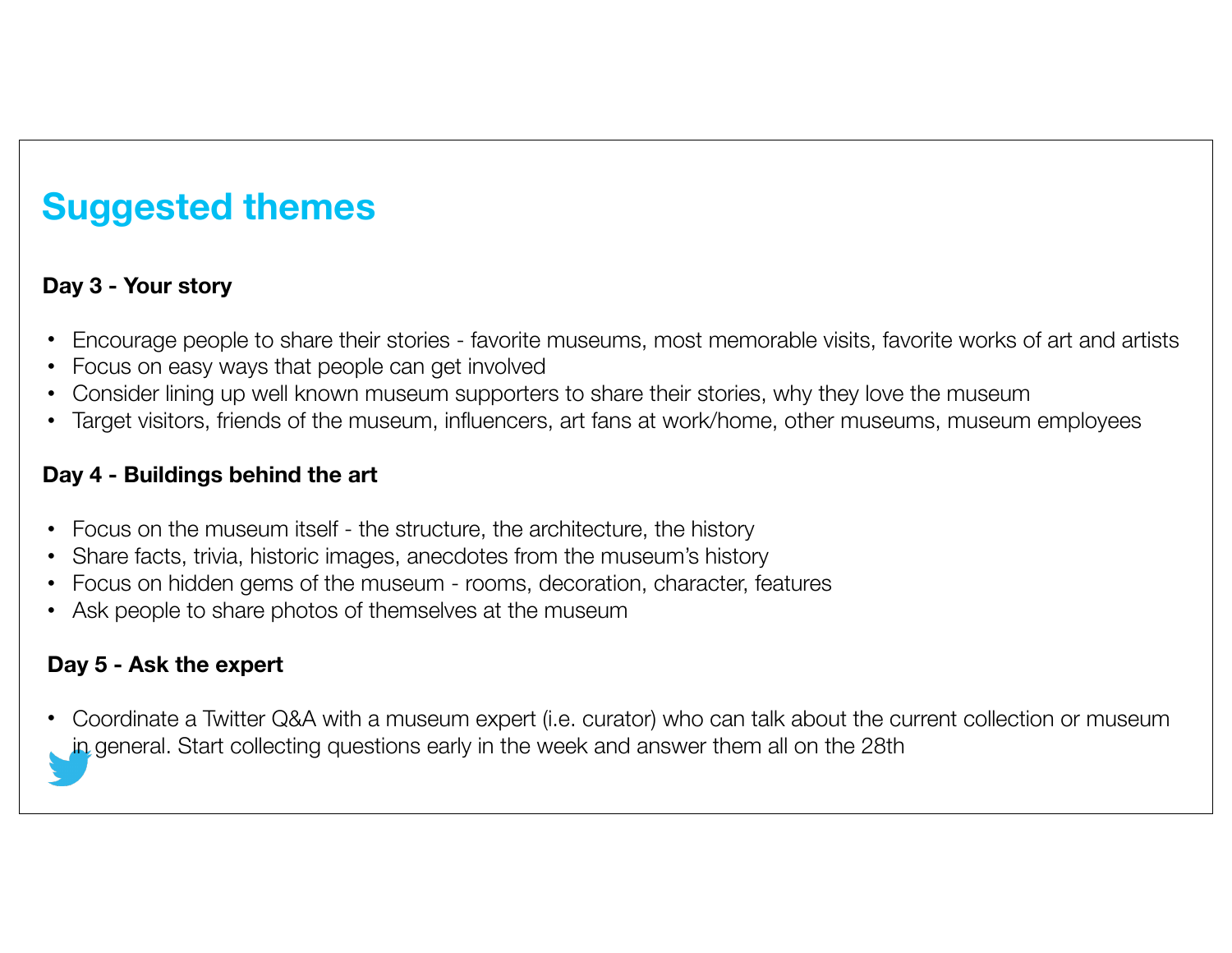## Suggested themes

**Day 3 - Your story**

- Encourage people to share their stories - favorite museums, most memorable visits, favorite works of art and artists
- Focus on easy ways that people can get involved
- Consider lining up well known museum supporters to share their stories, why they love the museum
- Target visitors, friends of the museum, influencers, art fans at work/home, other museums, museum employees

**Day 4 - Buildings behind the art**

- Focus on the museum itself - the structure, the architecture, the history
- Share facts, trivia, historic images, anecdotes from the museum's history
- Focus on hidden gems of the museum - rooms, decoration, character, features
- Ask people to share photos of themselves at the museum

**Day 5 - Ask the expert**

- Coordinate a Twitter Q&A with a museum expert (i.e. curator) who can talk about the current collection or museum in general. Start collecting questions early in the week and answer them all on the 28th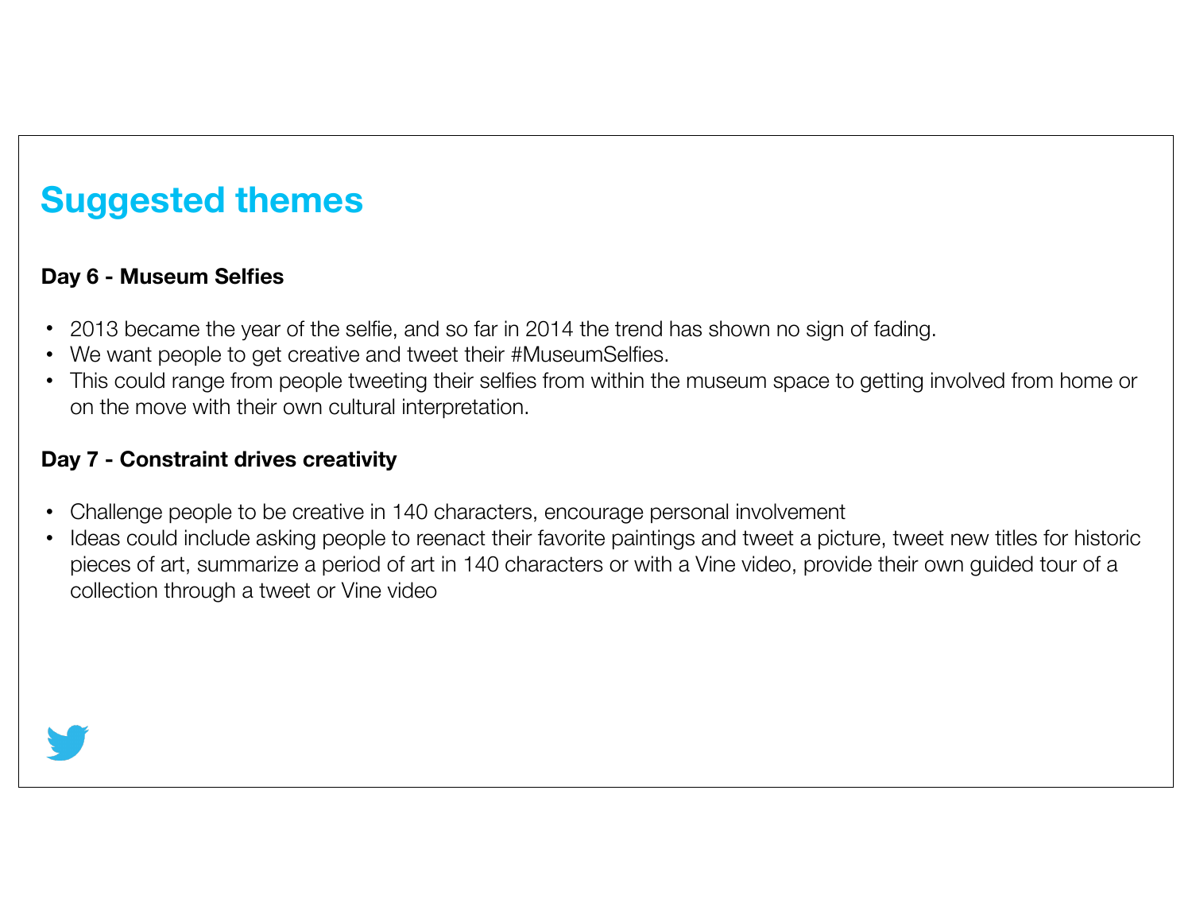## Suggested themes

**Day 6 - Museum Selfies**

- 2013 became the year of the selfie, and so far in 2014 the trend has shown no sign of fading.
- We want people to get creative and tweet their #MuseumSelfies.
- This could range from people tweeting their selfies from within the museum space to getting involved from home or on the move with their own cultural interpretation.

**Day 7 - Constraint drives creativity**

- Challenge people to be creative in 140 characters, encourage personal involvement
- Ideas could include asking people to reenact their favorite paintings and tweet a picture, tweet new titles for historic pieces of art, summarize a period of art in 140 characters or with a Vine video, provide their own guided tour of a collection through a tweet or Vine video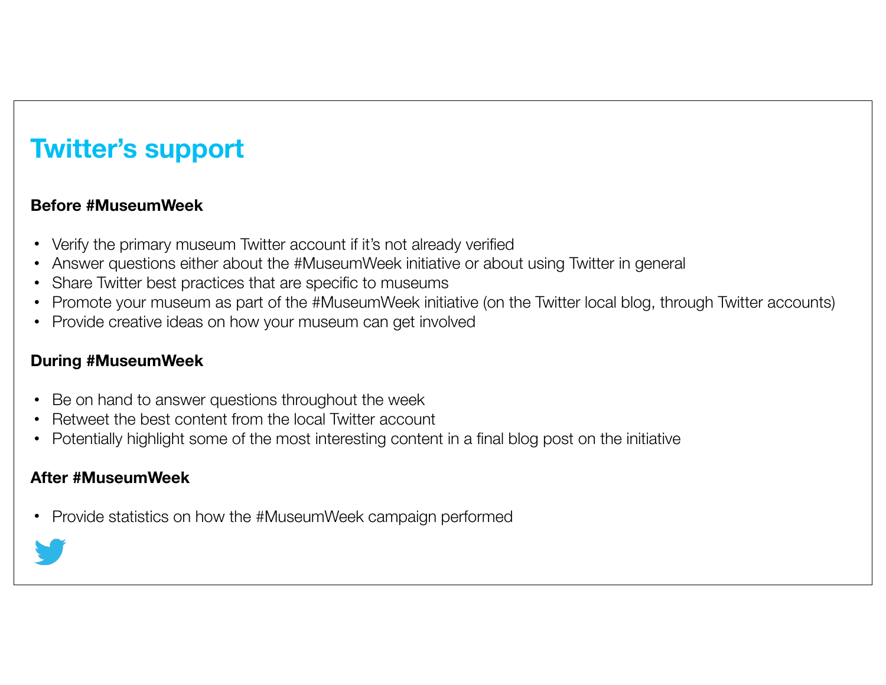# Twitter's support

**Before #MuseumWeek**

- Verify the primary museum Twitter account if it's not already verified
- Answer questions either about the #MuseumWeek initiative or about using Twitter in general
- Share Twitter best practices that are specific to museums
- Promote your museum as part of the #MuseumWeek initiative (on the Twitter local blog, through Twitter accounts)
- Provide creative ideas on how your museum can get involved

**During #MuseumWeek**

- Be on hand to answer questions throughout the week
- Retweet the best content from the local Twitter account
- Potentially highlight some of the most interesting content in a final blog post on the initiative

**After #MuseumWeek**

- Provide statistics on how the #MuseumWeek campaign performed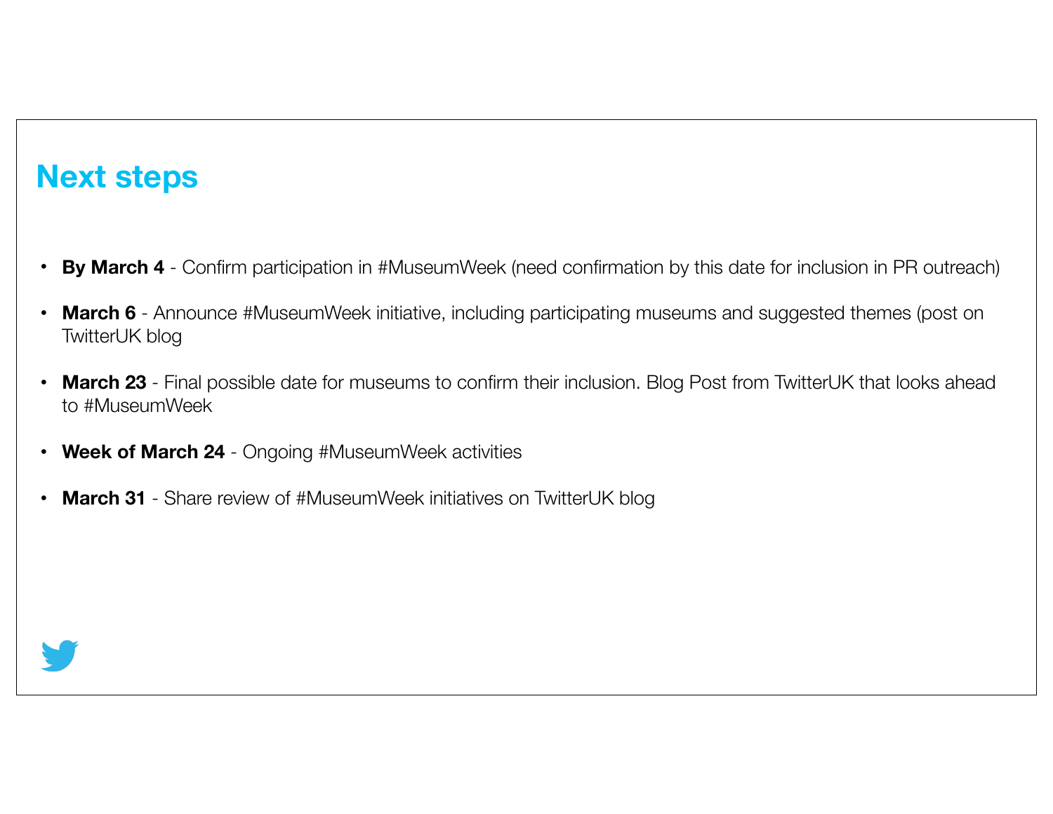# Next steps

- **By March 4** - Confirm participation in #MuseumWeek (need confirmation by this date for inclusion in PR outreach)
- **March 6** - Announce #MuseumWeek initiative, including participating museums and suggested themes (post on TwitterUK blog
- **March 23** - Final possible date for museums to confirm their inclusion. Blog Post from TwitterUK that looks ahead to #MuseumWeek
- **Week of March 24** - Ongoing #MuseumWeek activities
- **March 31** - Share review of #MuseumWeek initiatives on TwitterUK blog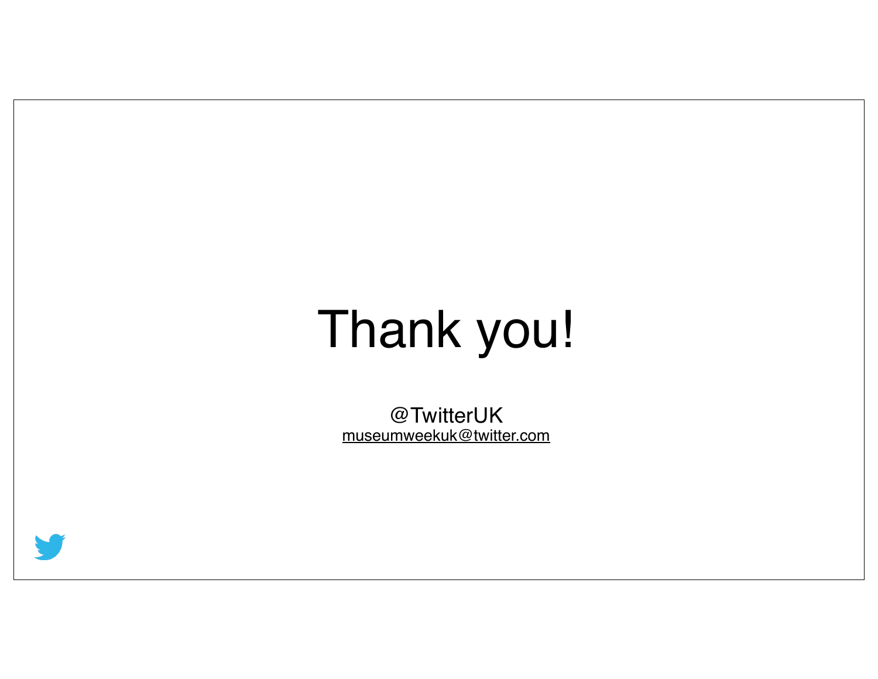# Thank you!

@TwitterUK
museumweekuk@twitter.com